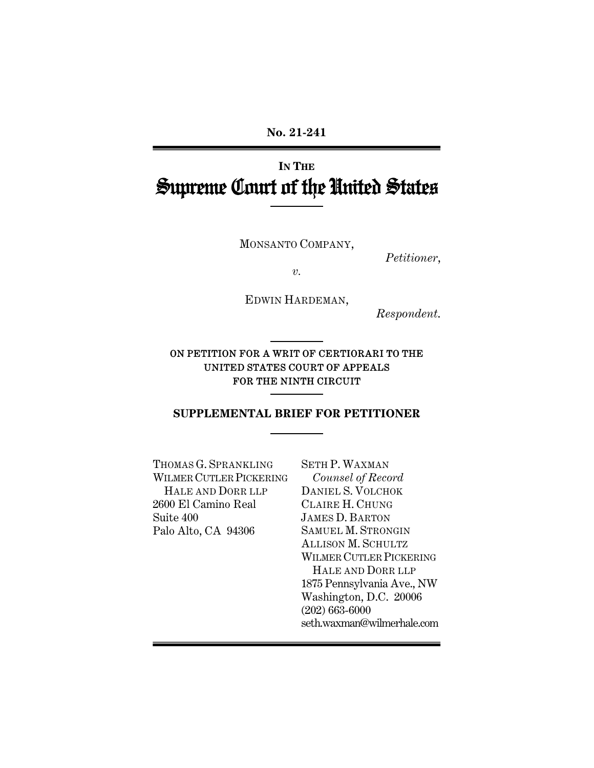No. 21-241

---

IN THE

# Supreme Court of the United States

---

MONSANTO COMPANY,

*Petitioner*,

*v.*

EDWIN HARDEMAN,

*Respondent*.

---

ON PETITION FOR A WRIT OF CERTIORARI TO THE UNITED STATES COURT OF APPEALS FOR THE NINTH CIRCUIT

---

**SUPPLEMENTAL BRIEF FOR PETITIONER**

---

THOMAS G. SPRANKLING
WILMER CUTLER PICKERING
HALE AND DORR LLP
2600 El Camino Real
Suite 400
Palo Alto, CA 94306

SETH P. WAXMAN
*Counsel of Record*
DANIEL S. VOLCHOK
CLAIRE H. CHUNG
JAMES D. BARTON
SAMUEL M. STRONGIN
ALLISON M. SCHULTZ
WILMER CUTLER PICKERING
HALE AND DORR LLP
1875 Pennsylvania Ave., NW
Washington, D.C. 20006
(202) 663-6000
seth.waxman@wilmerhale.com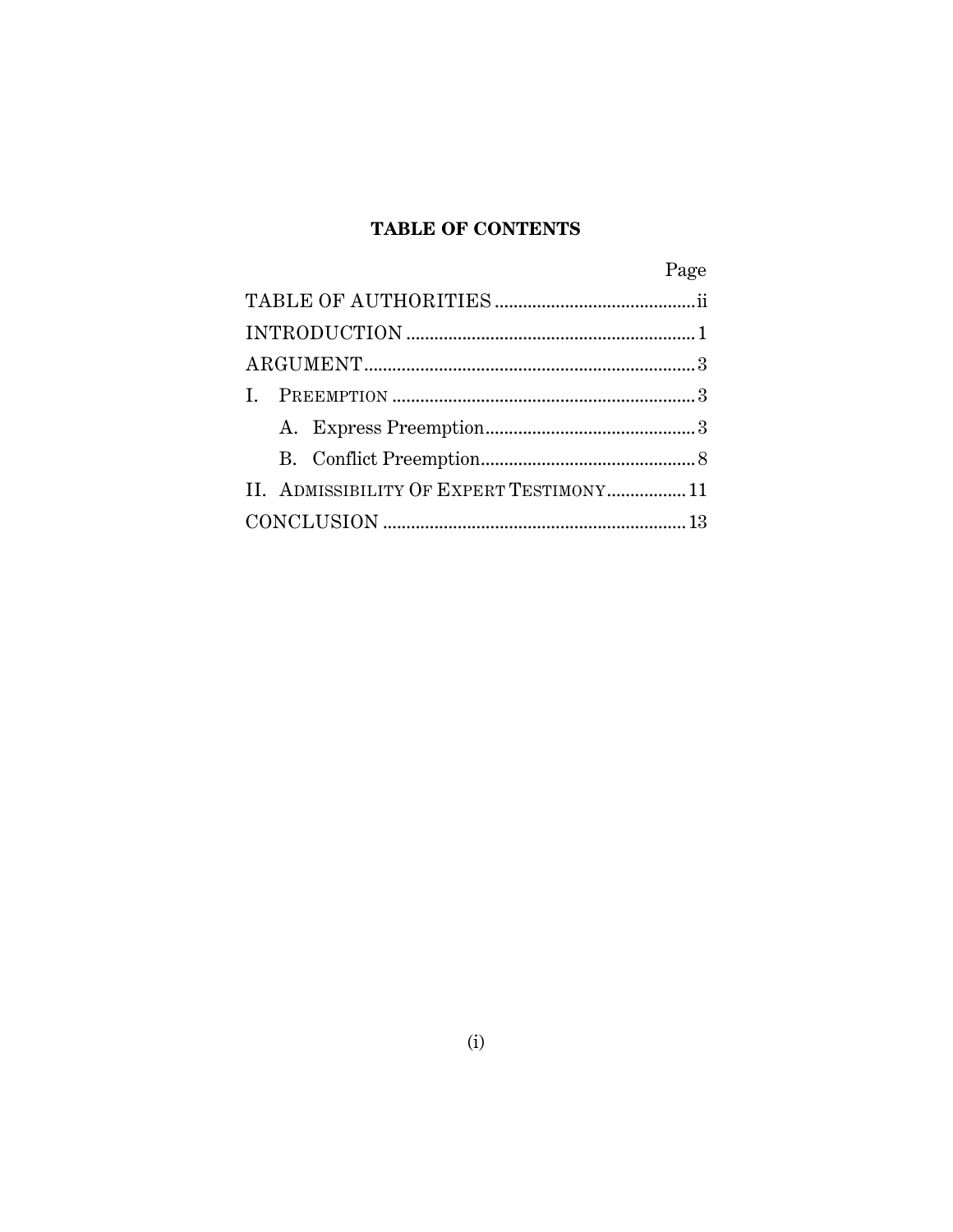## TABLE OF CONTENTS

| | Page |
|---|---|
| TABLE OF AUTHORITIES | ii |
| INTRODUCTION | 1 |
| ARGUMENT | 3 |
| I. PREEMPTION | 3 |
| A. Express Preemption | 3 |
| B. Conflict Preemption | 8 |
| II. ADMISSIBILITY OF EXPERT TESTIMONY | 11 |
| CONCLUSION | 13 |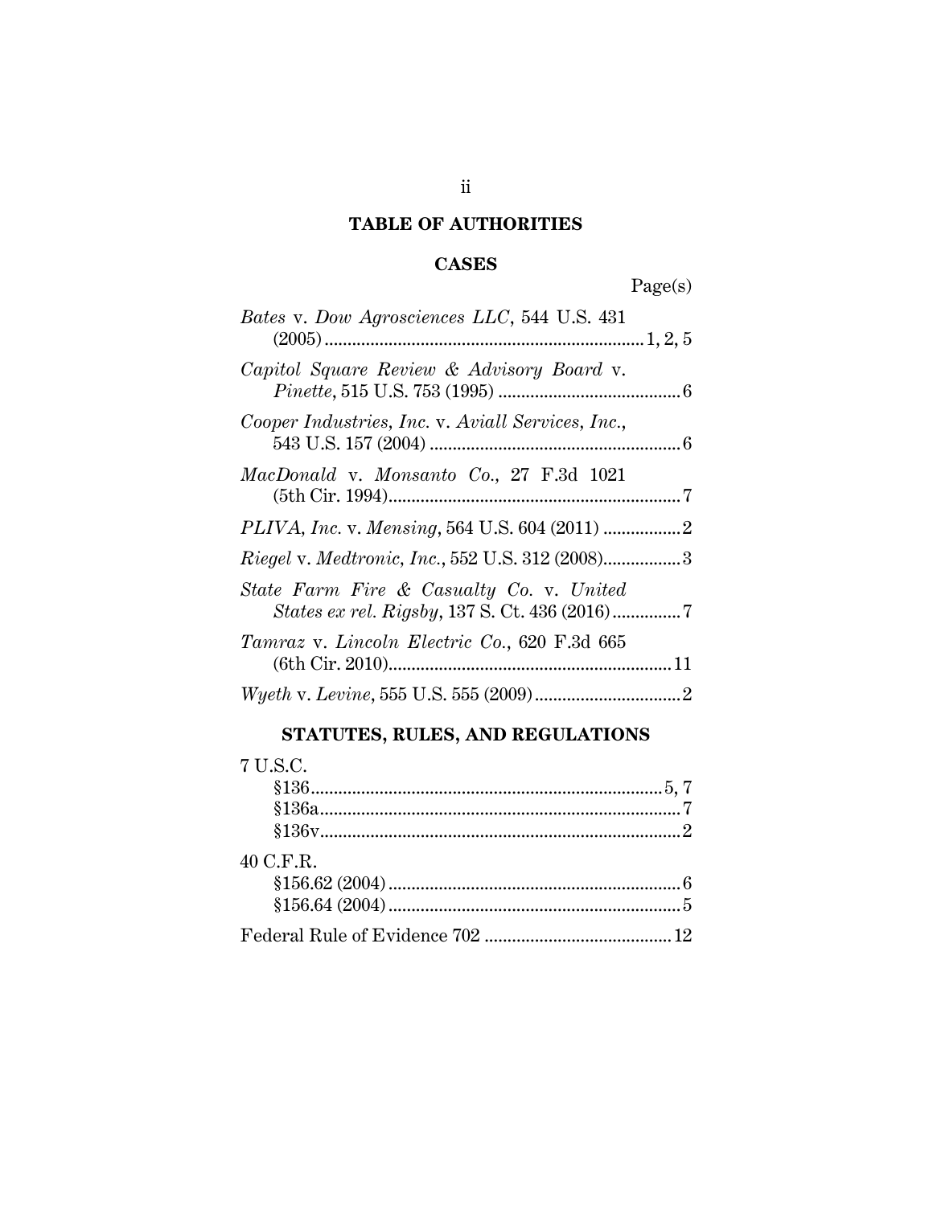# TABLE OF AUTHORITIES

## CASES

Page(s)

*Bates* v. *Dow Agrosciences LLC*, 544 U.S. 431 (2005) .......... 1, 2, 5

*Capitol Square Review & Advisory Board* v. *Pinette*, 515 U.S. 753 (1995) .......... 6

*Cooper Industries, Inc.* v. *Aviall Services, Inc.*, 543 U.S. 157 (2004) .......... 6

*MacDonald* v. *Monsanto Co.*, 27 F.3d 1021 (5th Cir. 1994) .......... 7

*PLIVA, Inc.* v. *Mensing*, 564 U.S. 604 (2011) .......... 2

*Riegel* v. *Medtronic, Inc.*, 552 U.S. 312 (2008) .......... 3

*State Farm Fire & Casualty Co.* v. *United States ex rel. Rigsby*, 137 S. Ct. 436 (2016) .......... 7

*Tamraz* v. *Lincoln Electric Co.*, 620 F.3d 665 (6th Cir. 2010) .......... 11

*Wyeth* v. *Levine*, 555 U.S. 555 (2009) .......... 2

## STATUTES, RULES, AND REGULATIONS

7 U.S.C.
- §136 .......... 5, 7
- §136a .......... 7
- §136v .......... 2

40 C.F.R.
- §156.62 (2004) .......... 6
- §156.64 (2004) .......... 5

Federal Rule of Evidence 702 .......... 12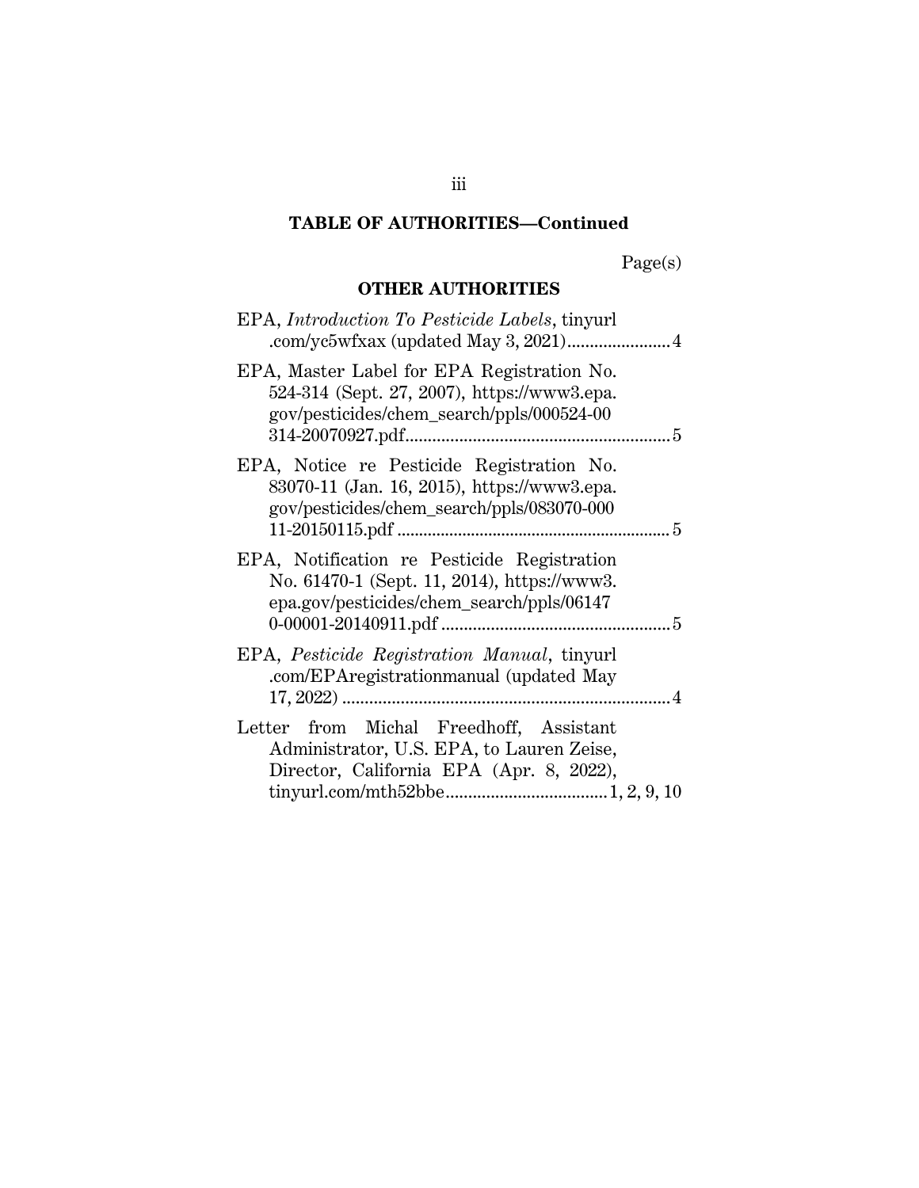## TABLE OF AUTHORITIES—Continued

Page(s)

### OTHER AUTHORITIES

EPA, *Introduction To Pesticide Labels*, tinyurl.com/yc5wfxax (updated May 3, 2021) .......................4

EPA, Master Label for EPA Registration No. 524-314 (Sept. 27, 2007), https://www3.epa.gov/pesticides/chem_search/ppls/000524-00314-20070927.pdf ..........................................................5

EPA, Notice re Pesticide Registration No. 83070-11 (Jan. 16, 2015), https://www3.epa.gov/pesticides/chem_search/ppls/083070-00011-20150115.pdf .............................................................5

EPA, Notification re Pesticide Registration No. 61470-1 (Sept. 11, 2014), https://www3.epa.gov/pesticides/chem_search/ppls/061470-00001-20140911.pdf ..................................................5

EPA, *Pesticide Registration Manual*, tinyurl.com/EPAregistrationmanual (updated May 17, 2022) .........................................................................4

Letter from Michal Freedhoff, Assistant Administrator, U.S. EPA, to Lauren Zeise, Director, California EPA (Apr. 8, 2022), tinyurl.com/mth52bbe....................................1, 2, 9, 10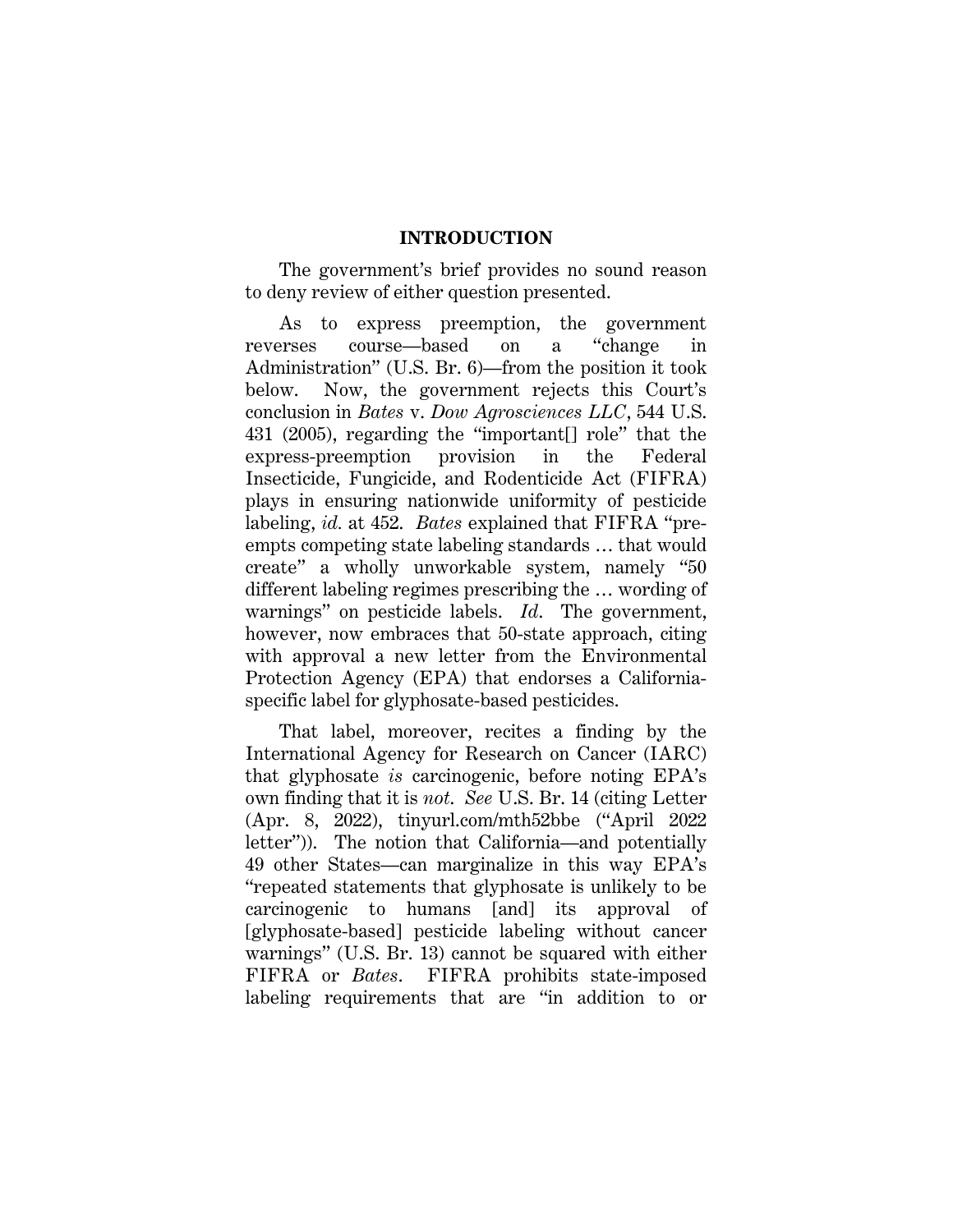## INTRODUCTION

The government's brief provides no sound reason to deny review of either question presented.

As to express preemption, the government reverses course—based on a "change in Administration" (U.S. Br. 6)—from the position it took below. Now, the government rejects this Court's conclusion in *Bates* v. *Dow Agrosciences LLC*, 544 U.S. 431 (2005), regarding the "important[] role" that the express-preemption provision in the Federal Insecticide, Fungicide, and Rodenticide Act (FIFRA) plays in ensuring nationwide uniformity of pesticide labeling, *id.* at 452. *Bates* explained that FIFRA "pre-empts competing state labeling standards … that would create" a wholly unworkable system, namely "50 different labeling regimes prescribing the … wording of warnings" on pesticide labels. *Id*. The government, however, now embraces that 50-state approach, citing with approval a new letter from the Environmental Protection Agency (EPA) that endorses a California-specific label for glyphosate-based pesticides.

That label, moreover, recites a finding by the International Agency for Research on Cancer (IARC) that glyphosate *is* carcinogenic, before noting EPA's own finding that it is *not*. *See* U.S. Br. 14 (citing Letter (Apr. 8, 2022), tinyurl.com/mth52bbe ("April 2022 letter")). The notion that California—and potentially 49 other States—can marginalize in this way EPA's "repeated statements that glyphosate is unlikely to be carcinogenic to humans [and] its approval of [glyphosate-based] pesticide labeling without cancer warnings" (U.S. Br. 13) cannot be squared with either FIFRA or *Bates*. FIFRA prohibits state-imposed labeling requirements that are "in addition to or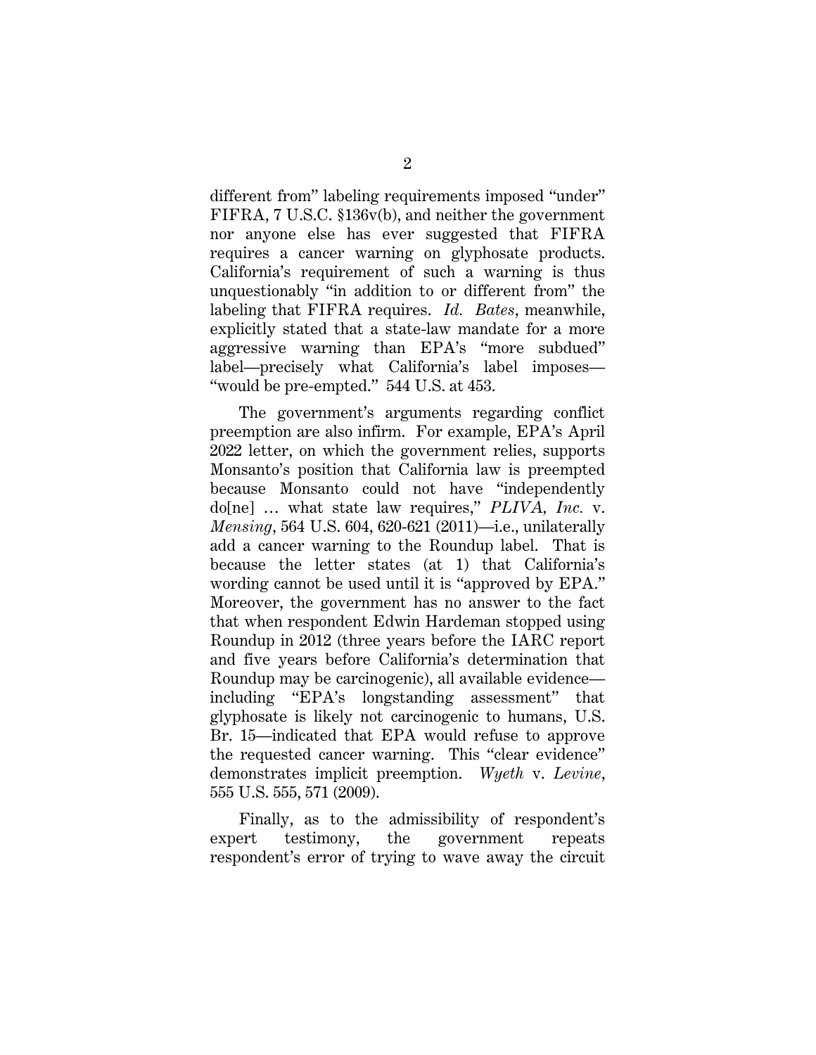different from" labeling requirements imposed "under" FIFRA, 7 U.S.C. §136v(b), and neither the government nor anyone else has ever suggested that FIFRA requires a cancer warning on glyphosate products. California's requirement of such a warning is thus unquestionably "in addition to or different from" the labeling that FIFRA requires. *Id. Bates*, meanwhile, explicitly stated that a state-law mandate for a more aggressive warning than EPA's "more subdued" label—precisely what California's label imposes—"would be pre-empted." 544 U.S. at 453.

The government's arguments regarding conflict preemption are also infirm. For example, EPA's April 2022 letter, on which the government relies, supports Monsanto's position that California law is preempted because Monsanto could not have "independently do[ne] … what state law requires," *PLIVA, Inc.* v. *Mensing*, 564 U.S. 604, 620-621 (2011)—i.e., unilaterally add a cancer warning to the Roundup label. That is because the letter states (at 1) that California's wording cannot be used until it is "approved by EPA." Moreover, the government has no answer to the fact that when respondent Edwin Hardeman stopped using Roundup in 2012 (three years before the IARC report and five years before California's determination that Roundup may be carcinogenic), all available evidence—including "EPA's longstanding assessment" that glyphosate is likely not carcinogenic to humans, U.S. Br. 15—indicated that EPA would refuse to approve the requested cancer warning. This "clear evidence" demonstrates implicit preemption. *Wyeth* v. *Levine*, 555 U.S. 555, 571 (2009).

Finally, as to the admissibility of respondent's expert testimony, the government repeats respondent's error of trying to wave away the circuit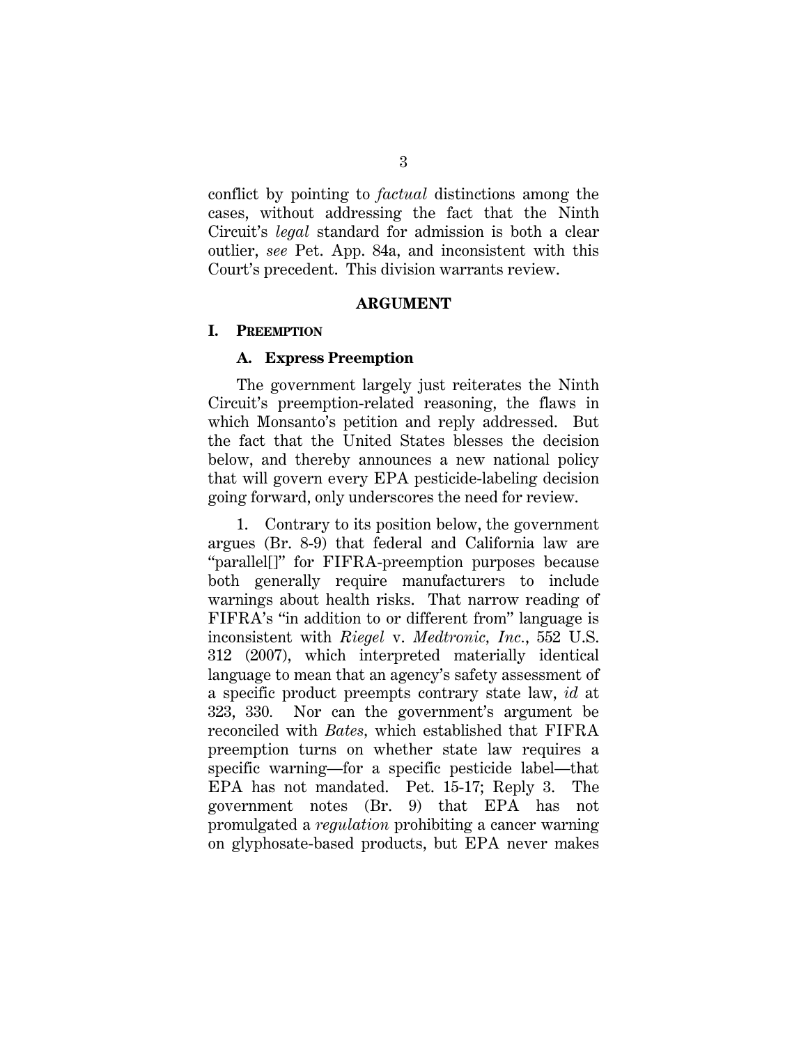conflict by pointing to *factual* distinctions among the cases, without addressing the fact that the Ninth Circuit's *legal* standard for admission is both a clear outlier, *see* Pet. App. 84a, and inconsistent with this Court's precedent. This division warrants review.

## ARGUMENT

### I. PREEMPTION

#### A. Express Preemption

The government largely just reiterates the Ninth Circuit's preemption-related reasoning, the flaws in which Monsanto's petition and reply addressed. But the fact that the United States blesses the decision below, and thereby announces a new national policy that will govern every EPA pesticide-labeling decision going forward, only underscores the need for review.

1. Contrary to its position below, the government argues (Br. 8-9) that federal and California law are "parallel[]" for FIFRA-preemption purposes because both generally require manufacturers to include warnings about health risks. That narrow reading of FIFRA's "in addition to or different from" language is inconsistent with *Riegel* v. *Medtronic, Inc.*, 552 U.S. 312 (2007), which interpreted materially identical language to mean that an agency's safety assessment of a specific product preempts contrary state law, *id* at 323, 330. Nor can the government's argument be reconciled with *Bates*, which established that FIFRA preemption turns on whether state law requires a specific warning—for a specific pesticide label—that EPA has not mandated. Pet. 15-17; Reply 3. The government notes (Br. 9) that EPA has not promulgated a *regulation* prohibiting a cancer warning on glyphosate-based products, but EPA never makes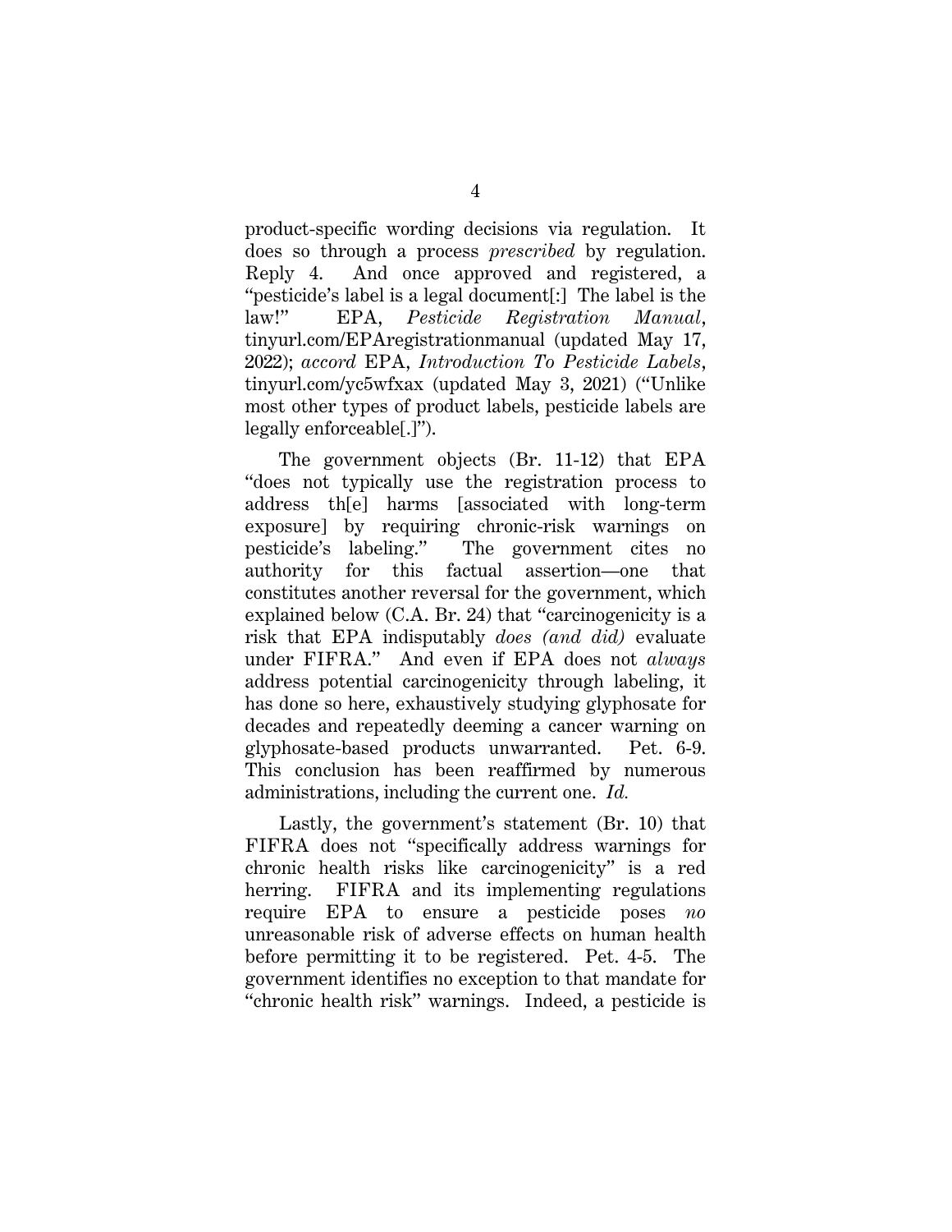product-specific wording decisions via regulation. It does so through a process *prescribed* by regulation. Reply 4. And once approved and registered, a "pesticide's label is a legal document[:] The label is the law!" EPA, *Pesticide Registration Manual*, tinyurl.com/EPAregistrationmanual (updated May 17, 2022); *accord* EPA, *Introduction To Pesticide Labels*, tinyurl.com/yc5wfxax (updated May 3, 2021) ("Unlike most other types of product labels, pesticide labels are legally enforceable[.]").

The government objects (Br. 11-12) that EPA "does not typically use the registration process to address th[e] harms [associated with long-term exposure] by requiring chronic-risk warnings on pesticide's labeling." The government cites no authority for this factual assertion—one that constitutes another reversal for the government, which explained below (C.A. Br. 24) that "carcinogenicity is a risk that EPA indisputably *does (and did)* evaluate under FIFRA." And even if EPA does not *always* address potential carcinogenicity through labeling, it has done so here, exhaustively studying glyphosate for decades and repeatedly deeming a cancer warning on glyphosate-based products unwarranted. Pet. 6-9. This conclusion has been reaffirmed by numerous administrations, including the current one. *Id.*

Lastly, the government's statement (Br. 10) that FIFRA does not "specifically address warnings for chronic health risks like carcinogenicity" is a red herring. FIFRA and its implementing regulations require EPA to ensure a pesticide poses *no* unreasonable risk of adverse effects on human health before permitting it to be registered. Pet. 4-5. The government identifies no exception to that mandate for "chronic health risk" warnings. Indeed, a pesticide is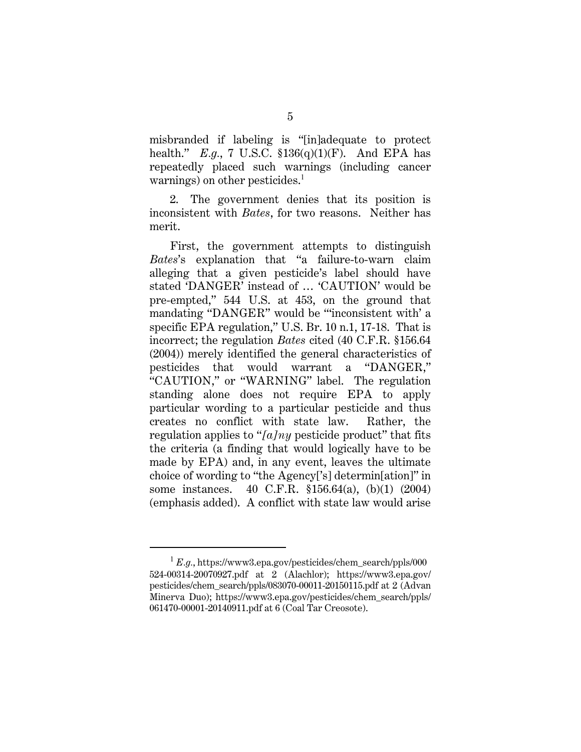misbranded if labeling is "[in]adequate to protect health." *E.g.*, 7 U.S.C. §136(q)(1)(F). And EPA has repeatedly placed such warnings (including cancer warnings) on other pesticides.[1]

2. The government denies that its position is inconsistent with *Bates*, for two reasons. Neither has merit.

First, the government attempts to distinguish *Bates*'s explanation that "a failure-to-warn claim alleging that a given pesticide's label should have stated 'DANGER' instead of … 'CAUTION' would be pre-empted," 544 U.S. at 453, on the ground that mandating "DANGER" would be "'inconsistent with' a specific EPA regulation," U.S. Br. 10 n.1, 17-18. That is incorrect; the regulation *Bates* cited (40 C.F.R. §156.64 (2004)) merely identified the general characteristics of pesticides that would warrant a "DANGER," "CAUTION," or "WARNING" label. The regulation standing alone does not require EPA to apply particular wording to a particular pesticide and thus creates no conflict with state law. Rather, the regulation applies to "*[a]ny* pesticide product" that fits the criteria (a finding that would logically have to be made by EPA) and, in any event, leaves the ultimate choice of wording to "the Agency['s] determin[ation]" in some instances. 40 C.F.R. §156.64(a), (b)(1) (2004) (emphasis added). A conflict with state law would arise

---

[1] *E.g.*, https://www3.epa.gov/pesticides/chem_search/ppls/000524-00314-20070927.pdf at 2 (Alachlor); https://www3.epa.gov/pesticides/chem_search/ppls/083070-00011-20150115.pdf at 2 (Advan Minerva Duo); https://www3.epa.gov/pesticides/chem_search/ppls/061470-00001-20140911.pdf at 6 (Coal Tar Creosote).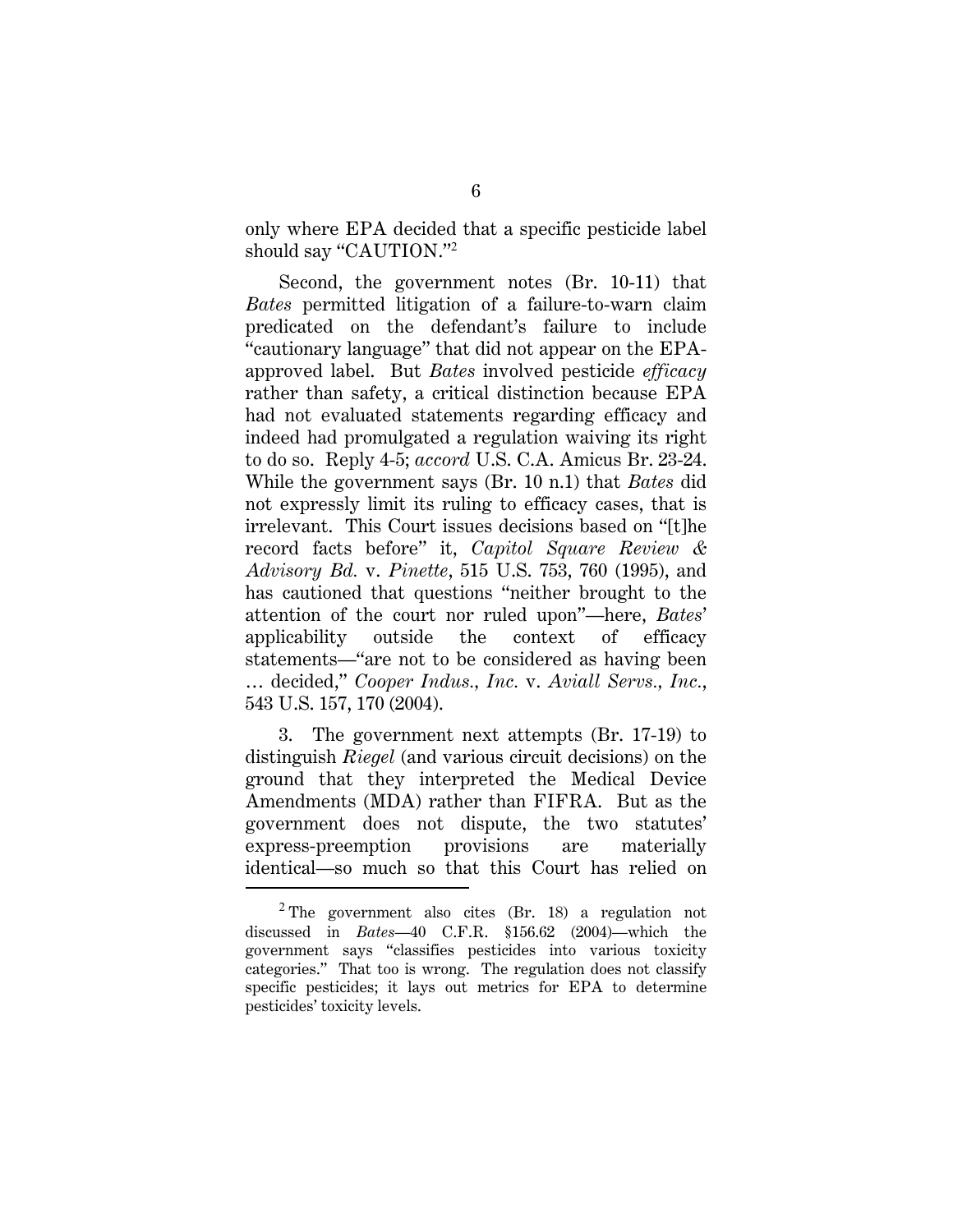only where EPA decided that a specific pesticide label should say "CAUTION."[2]

Second, the government notes (Br. 10-11) that *Bates* permitted litigation of a failure-to-warn claim predicated on the defendant's failure to include "cautionary language" that did not appear on the EPA-approved label. But *Bates* involved pesticide *efficacy* rather than safety, a critical distinction because EPA had not evaluated statements regarding efficacy and indeed had promulgated a regulation waiving its right to do so. Reply 4-5; *accord* U.S. C.A. Amicus Br. 23-24. While the government says (Br. 10 n.1) that *Bates* did not expressly limit its ruling to efficacy cases, that is irrelevant. This Court issues decisions based on "[t]he record facts before" it, *Capitol Square Review & Advisory Bd.* v. *Pinette*, 515 U.S. 753, 760 (1995), and has cautioned that questions "neither brought to the attention of the court nor ruled upon"—here, *Bates*' applicability outside the context of efficacy statements—"are not to be considered as having been … decided," *Cooper Indus., Inc.* v. *Aviall Servs., Inc.*, 543 U.S. 157, 170 (2004).

3. The government next attempts (Br. 17-19) to distinguish *Riegel* (and various circuit decisions) on the ground that they interpreted the Medical Device Amendments (MDA) rather than FIFRA. But as the government does not dispute, the two statutes' express-preemption provisions are materially identical—so much so that this Court has relied on

[2] The government also cites (Br. 18) a regulation not discussed in *Bates*—40 C.F.R. §156.62 (2004)—which the government says "classifies pesticides into various toxicity categories." That too is wrong. The regulation does not classify specific pesticides; it lays out metrics for EPA to determine pesticides' toxicity levels.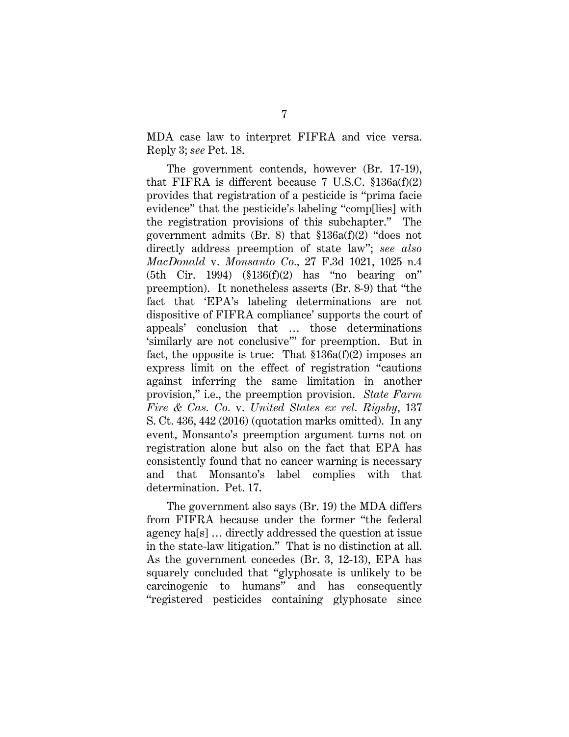MDA case law to interpret FIFRA and vice versa. Reply 3; *see* Pet. 18.

The government contends, however (Br. 17-19), that FIFRA is different because 7 U.S.C. §136a(f)(2) provides that registration of a pesticide is "prima facie evidence" that the pesticide's labeling "comp[lies] with the registration provisions of this subchapter." The government admits (Br. 8) that §136a(f)(2) "does not directly address preemption of state law"; *see also MacDonald* v. *Monsanto Co.*, 27 F.3d 1021, 1025 n.4 (5th Cir. 1994) (§136(f)(2) has "no bearing on" preemption). It nonetheless asserts (Br. 8-9) that "the fact that 'EPA's labeling determinations are not dispositive of FIFRA compliance' supports the court of appeals' conclusion that … those determinations 'similarly are not conclusive'" for preemption. But in fact, the opposite is true: That §136a(f)(2) imposes an express limit on the effect of registration "cautions against inferring the same limitation in another provision," i.e., the preemption provision. *State Farm Fire & Cas. Co.* v. *United States ex rel. Rigsby*, 137 S. Ct. 436, 442 (2016) (quotation marks omitted). In any event, Monsanto's preemption argument turns not on registration alone but also on the fact that EPA has consistently found that no cancer warning is necessary and that Monsanto's label complies with that determination. Pet. 17.

The government also says (Br. 19) the MDA differs from FIFRA because under the former "the federal agency ha[s] … directly addressed the question at issue in the state-law litigation." That is no distinction at all. As the government concedes (Br. 3, 12-13), EPA has squarely concluded that "glyphosate is unlikely to be carcinogenic to humans" and has consequently "registered pesticides containing glyphosate since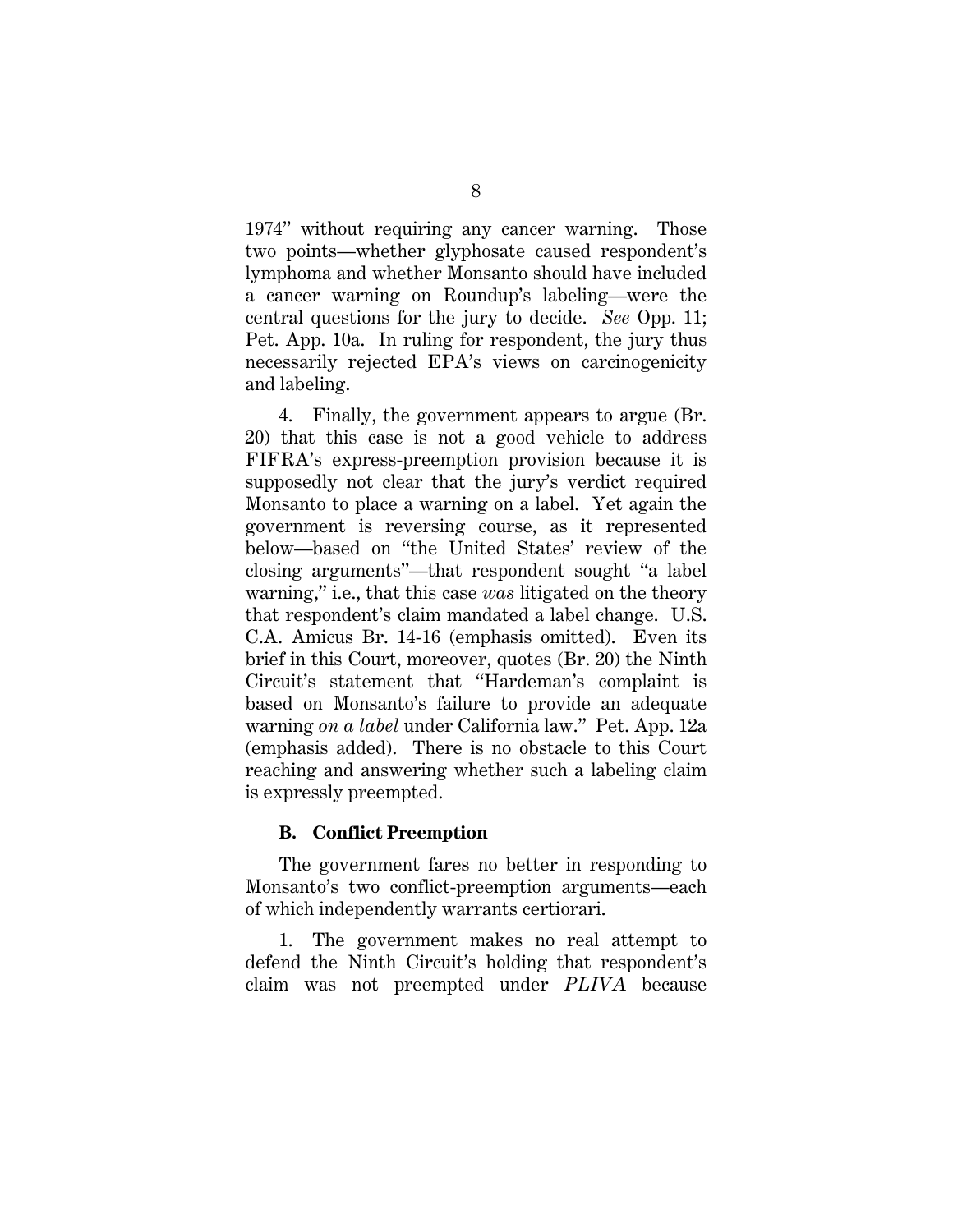1974" without requiring any cancer warning. Those two points—whether glyphosate caused respondent's lymphoma and whether Monsanto should have included a cancer warning on Roundup's labeling—were the central questions for the jury to decide. *See* Opp. 11; Pet. App. 10a. In ruling for respondent, the jury thus necessarily rejected EPA's views on carcinogenicity and labeling.

4. Finally, the government appears to argue (Br. 20) that this case is not a good vehicle to address FIFRA's express-preemption provision because it is supposedly not clear that the jury's verdict required Monsanto to place a warning on a label. Yet again the government is reversing course, as it represented below—based on "the United States' review of the closing arguments"—that respondent sought "a label warning," i.e., that this case *was* litigated on the theory that respondent's claim mandated a label change. U.S. C.A. Amicus Br. 14-16 (emphasis omitted). Even its brief in this Court, moreover, quotes (Br. 20) the Ninth Circuit's statement that "Hardeman's complaint is based on Monsanto's failure to provide an adequate warning *on a label* under California law." Pet. App. 12a (emphasis added). There is no obstacle to this Court reaching and answering whether such a labeling claim is expressly preempted.

### B. Conflict Preemption

The government fares no better in responding to Monsanto's two conflict-preemption arguments—each of which independently warrants certiorari.

1. The government makes no real attempt to defend the Ninth Circuit's holding that respondent's claim was not preempted under *PLIVA* because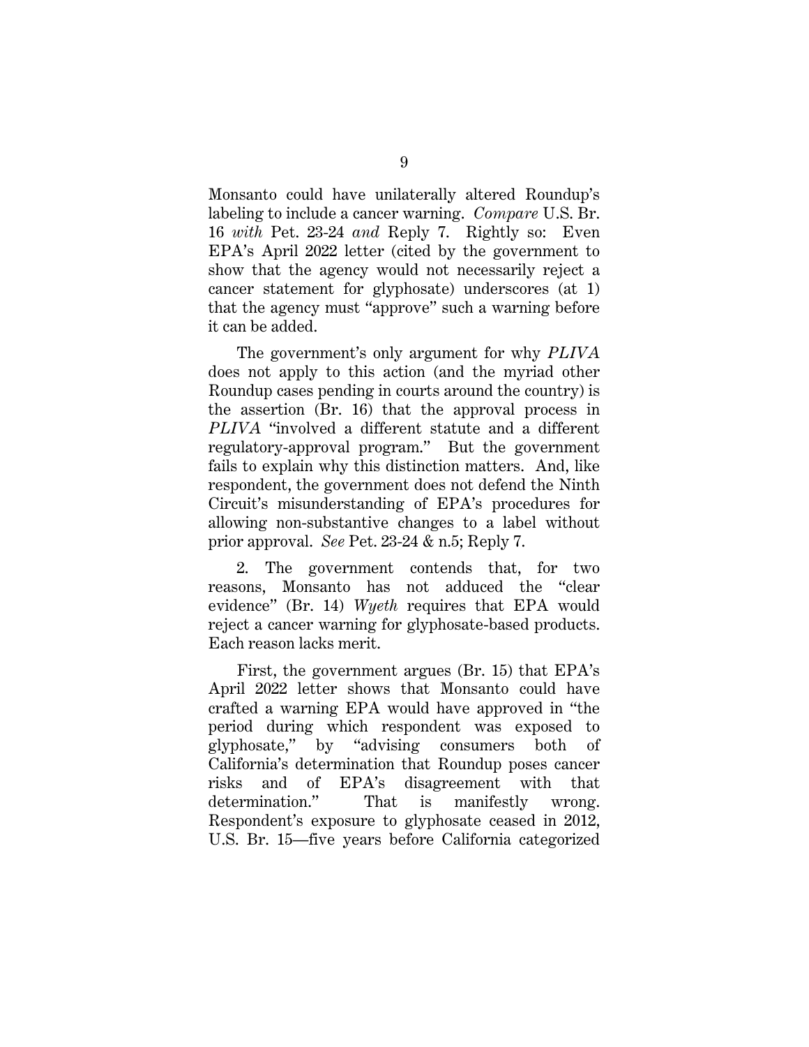Monsanto could have unilaterally altered Roundup's labeling to include a cancer warning. *Compare* U.S. Br. 16 *with* Pet. 23-24 *and* Reply 7. Rightly so: Even EPA's April 2022 letter (cited by the government to show that the agency would not necessarily reject a cancer statement for glyphosate) underscores (at 1) that the agency must "approve" such a warning before it can be added.

The government's only argument for why *PLIVA* does not apply to this action (and the myriad other Roundup cases pending in courts around the country) is the assertion (Br. 16) that the approval process in *PLIVA* "involved a different statute and a different regulatory-approval program." But the government fails to explain why this distinction matters. And, like respondent, the government does not defend the Ninth Circuit's misunderstanding of EPA's procedures for allowing non-substantive changes to a label without prior approval. *See* Pet. 23-24 & n.5; Reply 7.

2. The government contends that, for two reasons, Monsanto has not adduced the "clear evidence" (Br. 14) *Wyeth* requires that EPA would reject a cancer warning for glyphosate-based products. Each reason lacks merit.

First, the government argues (Br. 15) that EPA's April 2022 letter shows that Monsanto could have crafted a warning EPA would have approved in "the period during which respondent was exposed to glyphosate," by "advising consumers both of California's determination that Roundup poses cancer risks and of EPA's disagreement with that determination." That is manifestly wrong. Respondent's exposure to glyphosate ceased in 2012, U.S. Br. 15—five years before California categorized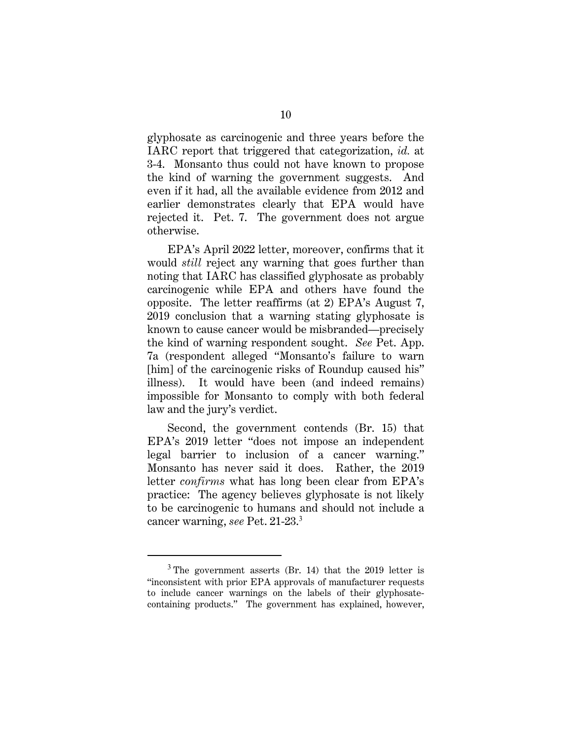glyphosate as carcinogenic and three years before the IARC report that triggered that categorization, *id.* at 3-4. Monsanto thus could not have known to propose the kind of warning the government suggests. And even if it had, all the available evidence from 2012 and earlier demonstrates clearly that EPA would have rejected it. Pet. 7. The government does not argue otherwise.

EPA's April 2022 letter, moreover, confirms that it would *still* reject any warning that goes further than noting that IARC has classified glyphosate as probably carcinogenic while EPA and others have found the opposite. The letter reaffirms (at 2) EPA's August 7, 2019 conclusion that a warning stating glyphosate is known to cause cancer would be misbranded—precisely the kind of warning respondent sought. *See* Pet. App. 7a (respondent alleged "Monsanto's failure to warn [him] of the carcinogenic risks of Roundup caused his" illness). It would have been (and indeed remains) impossible for Monsanto to comply with both federal law and the jury's verdict.

Second, the government contends (Br. 15) that EPA's 2019 letter "does not impose an independent legal barrier to inclusion of a cancer warning." Monsanto has never said it does. Rather, the 2019 letter *confirms* what has long been clear from EPA's practice: The agency believes glyphosate is not likely to be carcinogenic to humans and should not include a cancer warning, *see* Pet. 21-23.[3]

---

[3] The government asserts (Br. 14) that the 2019 letter is "inconsistent with prior EPA approvals of manufacturer requests to include cancer warnings on the labels of their glyphosate-containing products." The government has explained, however,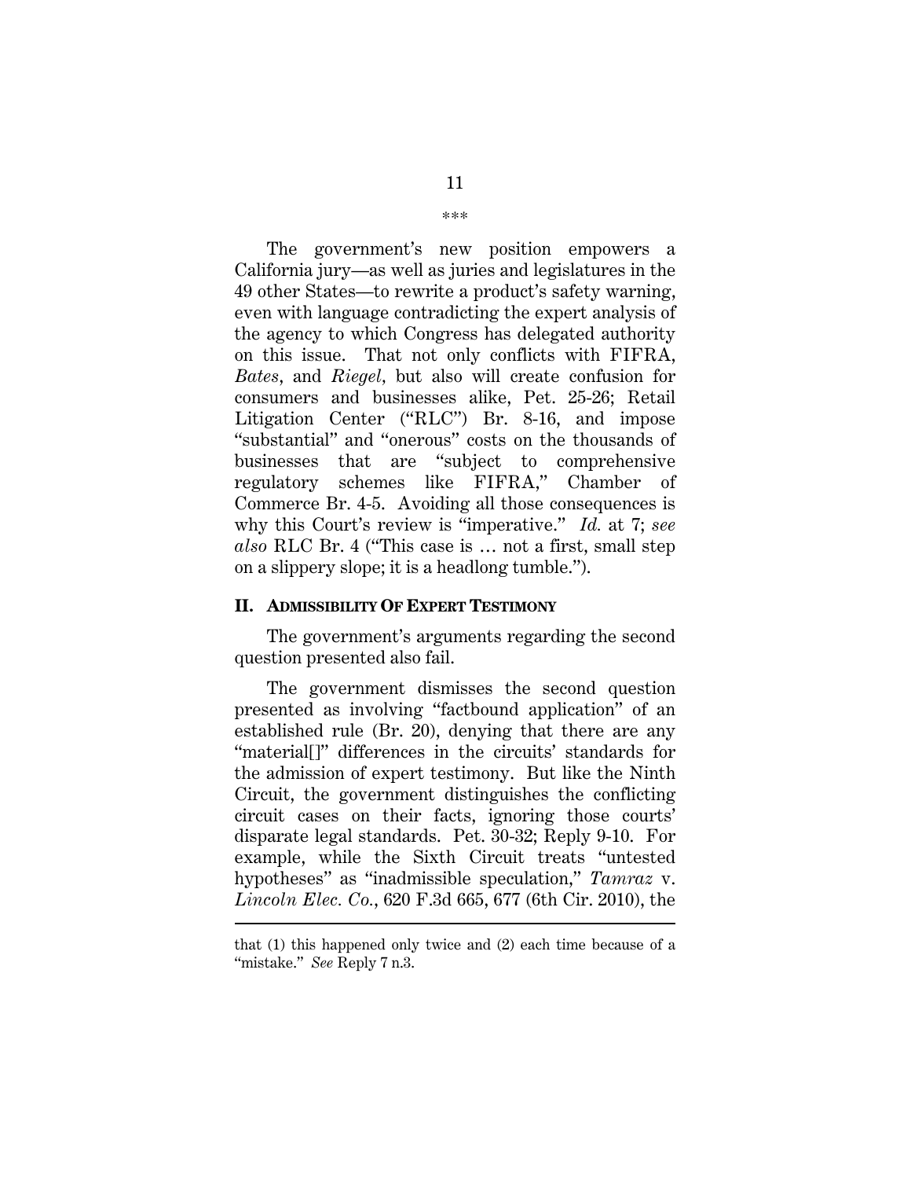\*\*\*

The government's new position empowers a California jury—as well as juries and legislatures in the 49 other States—to rewrite a product's safety warning, even with language contradicting the expert analysis of the agency to which Congress has delegated authority on this issue. That not only conflicts with FIFRA, *Bates*, and *Riegel*, but also will create confusion for consumers and businesses alike, Pet. 25-26; Retail Litigation Center ("RLC") Br. 8-16, and impose "substantial" and "onerous" costs on the thousands of businesses that are "subject to comprehensive regulatory schemes like FIFRA," Chamber of Commerce Br. 4-5. Avoiding all those consequences is why this Court's review is "imperative." *Id.* at 7; *see also* RLC Br. 4 ("This case is … not a first, small step on a slippery slope; it is a headlong tumble.").

## II. ADMISSIBILITY OF EXPERT TESTIMONY

The government's arguments regarding the second question presented also fail.

The government dismisses the second question presented as involving "factbound application" of an established rule (Br. 20), denying that there are any "material[]" differences in the circuits' standards for the admission of expert testimony. But like the Ninth Circuit, the government distinguishes the conflicting circuit cases on their facts, ignoring those courts' disparate legal standards. Pet. 30-32; Reply 9-10. For example, while the Sixth Circuit treats "untested hypotheses" as "inadmissible speculation," *Tamraz* v. *Lincoln Elec. Co.*, 620 F.3d 665, 677 (6th Cir. 2010), the

---

that (1) this happened only twice and (2) each time because of a "mistake." *See* Reply 7 n.3.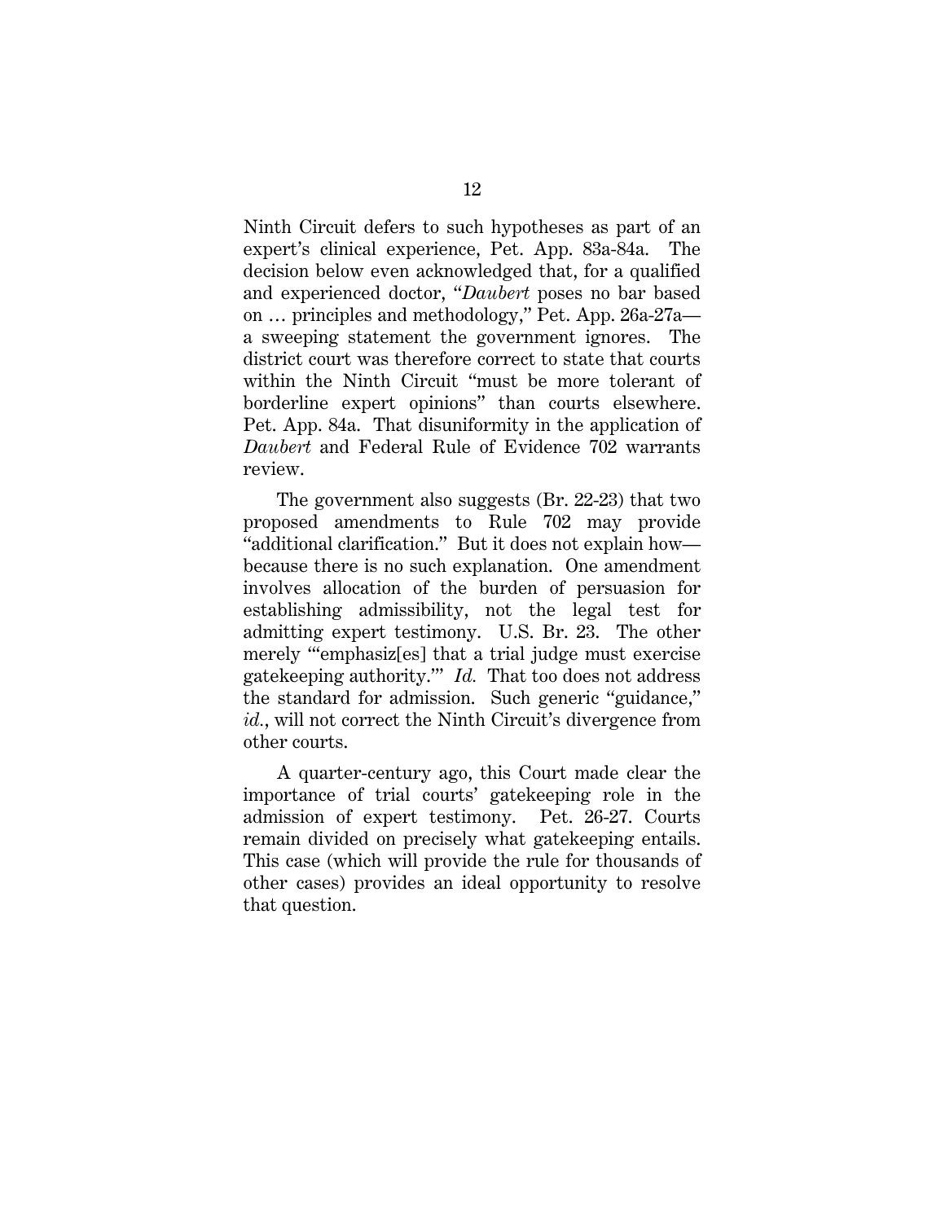Ninth Circuit defers to such hypotheses as part of an expert's clinical experience, Pet. App. 83a-84a. The decision below even acknowledged that, for a qualified and experienced doctor, "*Daubert* poses no bar based on … principles and methodology," Pet. App. 26a-27a—a sweeping statement the government ignores. The district court was therefore correct to state that courts within the Ninth Circuit "must be more tolerant of borderline expert opinions" than courts elsewhere. Pet. App. 84a. That disuniformity in the application of *Daubert* and Federal Rule of Evidence 702 warrants review.

The government also suggests (Br. 22-23) that two proposed amendments to Rule 702 may provide "additional clarification." But it does not explain how—because there is no such explanation. One amendment involves allocation of the burden of persuasion for establishing admissibility, not the legal test for admitting expert testimony. U.S. Br. 23. The other merely "'emphasiz[es] that a trial judge must exercise gatekeeping authority.'" *Id.* That too does not address the standard for admission. Such generic "guidance," *id.*, will not correct the Ninth Circuit's divergence from other courts.

A quarter-century ago, this Court made clear the importance of trial courts' gatekeeping role in the admission of expert testimony. Pet. 26-27. Courts remain divided on precisely what gatekeeping entails. This case (which will provide the rule for thousands of other cases) provides an ideal opportunity to resolve that question.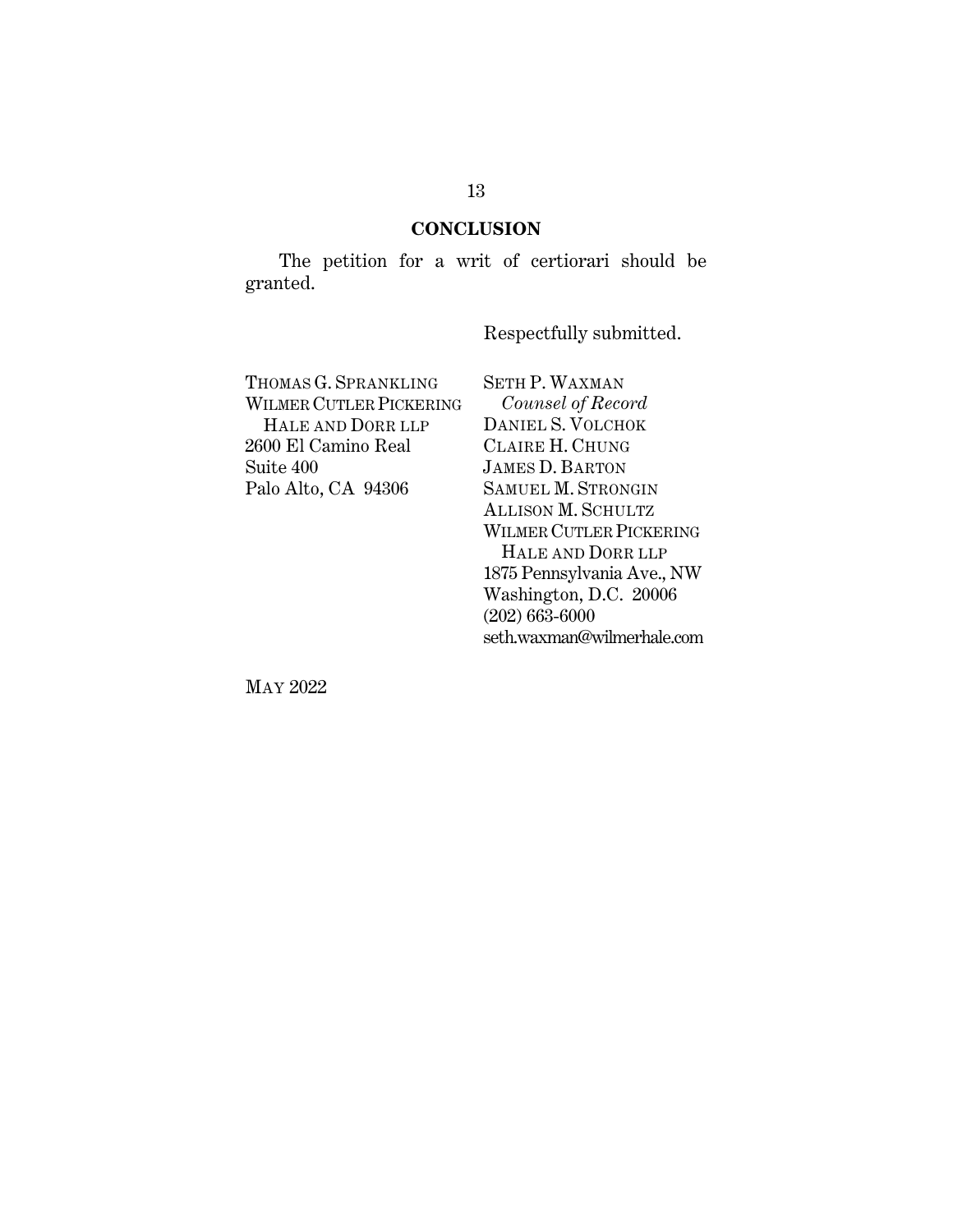## CONCLUSION

The petition for a writ of certiorari should be granted.

Respectfully submitted.

SETH P. WAXMAN
*Counsel of Record*
DANIEL S. VOLCHOK
CLAIRE H. CHUNG
JAMES D. BARTON
SAMUEL M. STRONGIN
ALLISON M. SCHULTZ
WILMER CUTLER PICKERING
HALE AND DORR LLP
1875 Pennsylvania Ave., NW
Washington, D.C. 20006
(202) 663-6000
seth.waxman@wilmerhale.com

THOMAS G. SPRANKLING
WILMER CUTLER PICKERING
HALE AND DORR LLP
2600 El Camino Real
Suite 400
Palo Alto, CA 94306

MAY 2022